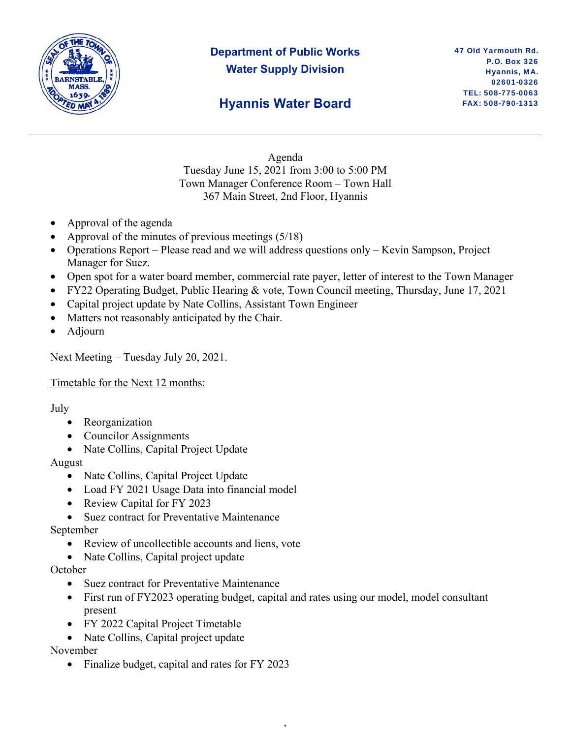# Department of Public Works
## Water Supply Division

47 Old Yarmouth Rd.
P.O. Box 326
Hyannis, MA.
02601-0326
TEL: 508-775-0063
FAX: 508-790-1313

## Hyannis Water Board

Agenda
Tuesday June 15, 2021 from 3:00 to 5:00 PM
Town Manager Conference Room – Town Hall
367 Main Street, 2nd Floor, Hyannis

- Approval of the agenda
- Approval of the minutes of previous meetings (5/18)
- Operations Report – Please read and we will address questions only – Kevin Sampson, Project Manager for Suez.
- Open spot for a water board member, commercial rate payer, letter of interest to the Town Manager
- FY22 Operating Budget, Public Hearing & vote, Town Council meeting, Thursday, June 17, 2021
- Capital project update by Nate Collins, Assistant Town Engineer
- Matters not reasonably anticipated by the Chair.
- Adjourn

Next Meeting – Tuesday July 20, 2021.

<u>Timetable for the Next 12 months:</u>

July
- Reorganization
- Councilor Assignments
- Nate Collins, Capital Project Update

August
- Nate Collins, Capital Project Update
- Load FY 2021 Usage Data into financial model
- Review Capital for FY 2023
- Suez contract for Preventative Maintenance

September
- Review of uncollectible accounts and liens, vote
- Nate Collins, Capital project update

October
- Suez contract for Preventative Maintenance
- First run of FY2023 operating budget, capital and rates using our model, model consultant present
- FY 2022 Capital Project Timetable
- Nate Collins, Capital project update

November
- Finalize budget, capital and rates for FY 2023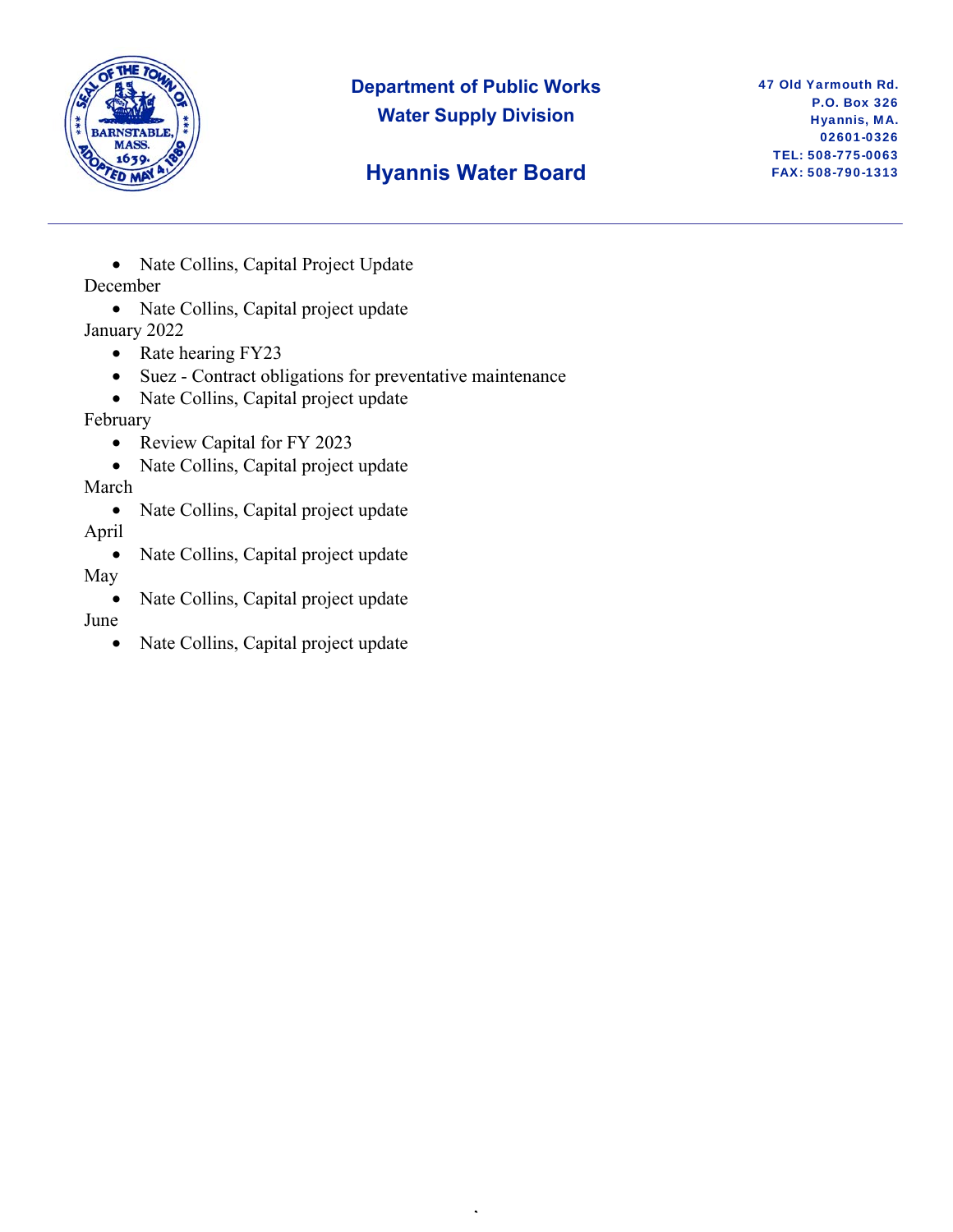- Nate Collins, Capital Project Update

December

- Nate Collins, Capital project update

January 2022

- Rate hearing FY23
- Suez - Contract obligations for preventative maintenance
- Nate Collins, Capital project update

February

- Review Capital for FY 2023
- Nate Collins, Capital project update

March

- Nate Collins, Capital project update

April

- Nate Collins, Capital project update

May

- Nate Collins, Capital project update

June

- Nate Collins, Capital project update